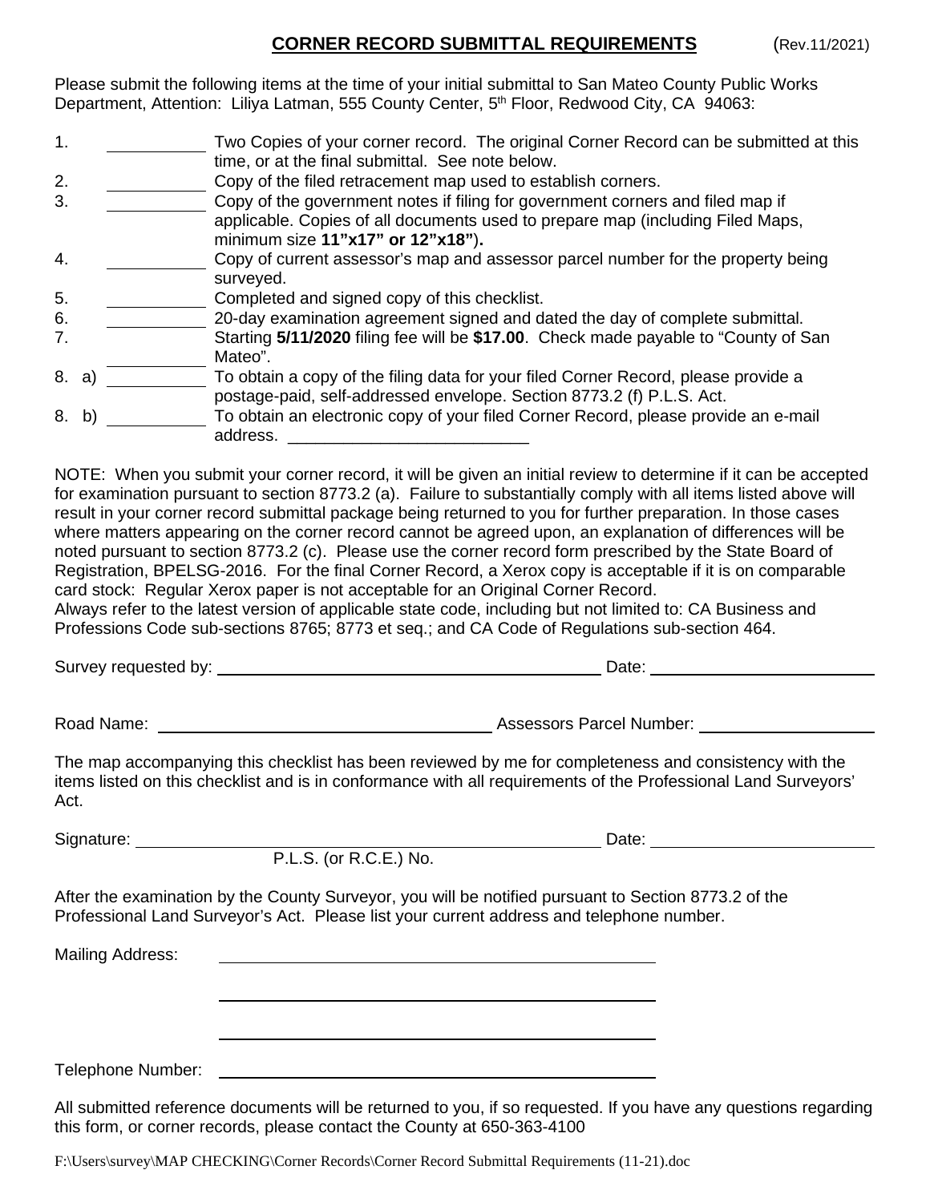# CORNER RECORD SUBMITTAL REQUIREMENTS (Rev.11/2021)

Please submit the following items at the time of your initial submittal to San Mateo County Public Works Department, Attention: Liliya Latman, 555 County Center, 5th Floor, Redwood City, CA 94063:

1. \_\_\_\_\_\_\_\_\_\_ Two Copies of your corner record. The original Corner Record can be submitted at this time, or at the final submittal. See note below.
2. \_\_\_\_\_\_\_\_\_\_ Copy of the filed retracement map used to establish corners.
3. \_\_\_\_\_\_\_\_\_\_ Copy of the government notes if filing for government corners and filed map if applicable. Copies of all documents used to prepare map (including Filed Maps, minimum size **11"x17" or 12"x18"**).
4. \_\_\_\_\_\_\_\_\_\_ Copy of current assessor's map and assessor parcel number for the property being surveyed.
5. \_\_\_\_\_\_\_\_\_\_ Completed and signed copy of this checklist.
6. \_\_\_\_\_\_\_\_\_\_ 20-day examination agreement signed and dated the day of complete submittal.
7. \_\_\_\_\_\_\_\_\_\_ Starting **5/11/2020** filing fee will be **$17.00**. Check made payable to "County of San Mateo".

8\. a) \_\_\_\_\_\_\_\_\_\_ To obtain a copy of the filing data for your filed Corner Record, please provide a postage-paid, self-addressed envelope. Section 8773.2 (f) P.L.S. Act.

8\. b) \_\_\_\_\_\_\_\_\_\_ To obtain an electronic copy of your filed Corner Record, please provide an e-mail address. \_\_\_\_\_\_\_\_\_\_\_\_\_\_\_\_\_\_\_\_\_\_\_\_\_\_

NOTE: When you submit your corner record, it will be given an initial review to determine if it can be accepted for examination pursuant to section 8773.2 (a). Failure to substantially comply with all items listed above will result in your corner record submittal package being returned to you for further preparation. In those cases where matters appearing on the corner record cannot be agreed upon, an explanation of differences will be noted pursuant to section 8773.2 (c). Please use the corner record form prescribed by the State Board of Registration, BPELSG-2016. For the final Corner Record, a Xerox copy is acceptable if it is on comparable card stock: Regular Xerox paper is not acceptable for an Original Corner Record.
Always refer to the latest version of applicable state code, including but not limited to: CA Business and Professions Code sub-sections 8765; 8773 et seq.; and CA Code of Regulations sub-section 464.

Survey requested by: \_\_\_\_\_\_\_\_\_\_\_\_\_\_\_\_\_\_\_\_\_\_\_\_\_\_\_\_\_\_\_\_\_\_\_\_ Date: \_\_\_\_\_\_\_\_\_\_\_\_\_\_\_\_\_\_\_\_

Road Name: \_\_\_\_\_\_\_\_\_\_\_\_\_\_\_\_\_\_\_\_\_\_\_\_\_\_\_\_\_\_ Assessors Parcel Number: \_\_\_\_\_\_\_\_\_\_\_\_\_\_\_\_

The map accompanying this checklist has been reviewed by me for completeness and consistency with the items listed on this checklist and is in conformance with all requirements of the Professional Land Surveyors' Act.

Signature: \_\_\_\_\_\_\_\_\_\_\_\_\_\_\_\_\_\_\_\_\_\_\_\_\_\_\_\_\_\_\_\_\_\_\_\_\_\_\_\_ Date: \_\_\_\_\_\_\_\_\_\_\_\_\_\_\_\_\_\_\_\_
P.L.S. (or R.C.E.) No.

After the examination by the County Surveyor, you will be notified pursuant to Section 8773.2 of the Professional Land Surveyor's Act. Please list your current address and telephone number.

Mailing Address: \_\_\_\_\_\_\_\_\_\_\_\_\_\_\_\_\_\_\_\_\_\_\_\_\_\_\_\_\_\_\_\_\_\_\_\_\_\_\_\_

\_\_\_\_\_\_\_\_\_\_\_\_\_\_\_\_\_\_\_\_\_\_\_\_\_\_\_\_\_\_\_\_\_\_\_\_\_\_\_\_

\_\_\_\_\_\_\_\_\_\_\_\_\_\_\_\_\_\_\_\_\_\_\_\_\_\_\_\_\_\_\_\_\_\_\_\_\_\_\_\_

Telephone Number: \_\_\_\_\_\_\_\_\_\_\_\_\_\_\_\_\_\_\_\_\_\_\_\_\_\_\_\_\_\_\_\_\_\_\_\_\_\_\_\_

All submitted reference documents will be returned to you, if so requested. If you have any questions regarding this form, or corner records, please contact the County at 650-363-4100

F:\Users\survey\MAP CHECKING\Corner Records\Corner Record Submittal Requirements (11-21).doc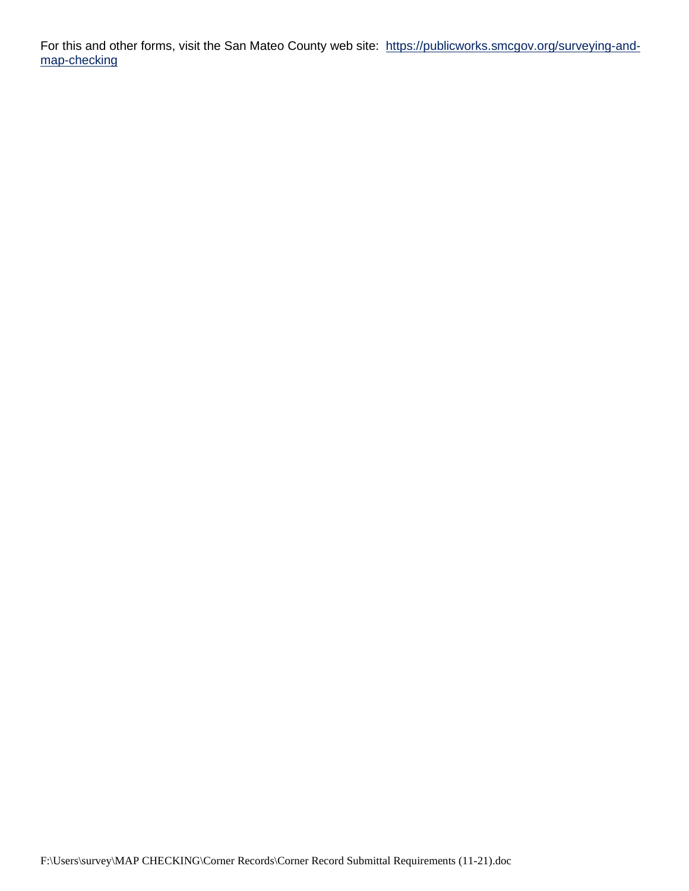For this and other forms, visit the San Mateo County web site: [https://publicworks.smcgov.org/surveying-and-map-checking](https://publicworks.smcgov.org/surveying-and-map-checking)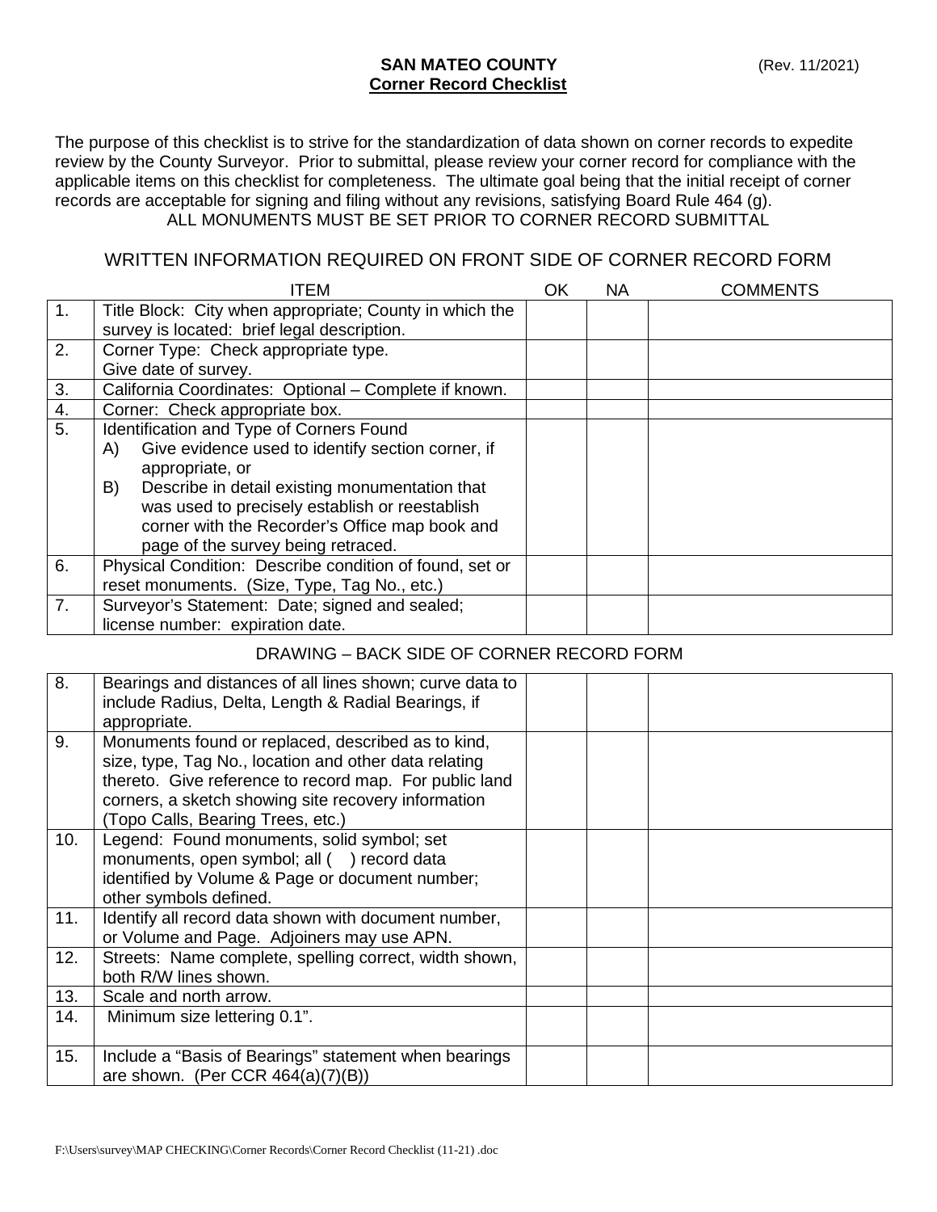**SAN MATEO COUNTY**
**Corner Record Checklist**

(Rev. 11/2021)

The purpose of this checklist is to strive for the standardization of data shown on corner records to expedite review by the County Surveyor. Prior to submittal, please review your corner record for compliance with the applicable items on this checklist for completeness. The ultimate goal being that the initial receipt of corner records are acceptable for signing and filing without any revisions, satisfying Board Rule 464 (g).

ALL MONUMENTS MUST BE SET PRIOR TO CORNER RECORD SUBMITTAL

## WRITTEN INFORMATION REQUIRED ON FRONT SIDE OF CORNER RECORD FORM

| | ITEM | OK | NA | COMMENTS |
|---|---|---|---|---|
| 1. | Title Block: City when appropriate; County in which the survey is located: brief legal description. | | | |
| 2. | Corner Type: Check appropriate type. Give date of survey. | | | |
| 3. | California Coordinates: Optional – Complete if known. | | | |
| 4. | Corner: Check appropriate box. | | | |
| 5. | Identification and Type of Corners Found<br>A) Give evidence used to identify section corner, if appropriate, or<br>B) Describe in detail existing monumentation that was used to precisely establish or reestablish corner with the Recorder's Office map book and page of the survey being retraced. | | | |
| 6. | Physical Condition: Describe condition of found, set or reset monuments. (Size, Type, Tag No., etc.) | | | |
| 7. | Surveyor's Statement: Date; signed and sealed; license number: expiration date. | | | |

## DRAWING – BACK SIDE OF CORNER RECORD FORM

| | | | | |
|---|---|---|---|---|
| 8. | Bearings and distances of all lines shown; curve data to include Radius, Delta, Length & Radial Bearings, if appropriate. | | | |
| 9. | Monuments found or replaced, described as to kind, size, type, Tag No., location and other data relating thereto. Give reference to record map. For public land corners, a sketch showing site recovery information (Topo Calls, Bearing Trees, etc.) | | | |
| 10. | Legend: Found monuments, solid symbol; set monuments, open symbol; all ( ) record data identified by Volume & Page or document number; other symbols defined. | | | |
| 11. | Identify all record data shown with document number, or Volume and Page. Adjoiners may use APN. | | | |
| 12. | Streets: Name complete, spelling correct, width shown, both R/W lines shown. | | | |
| 13. | Scale and north arrow. | | | |
| 14. | Minimum size lettering 0.1". | | | |
| 15. | Include a "Basis of Bearings" statement when bearings are shown. (Per CCR 464(a)(7)(B)) | | | |